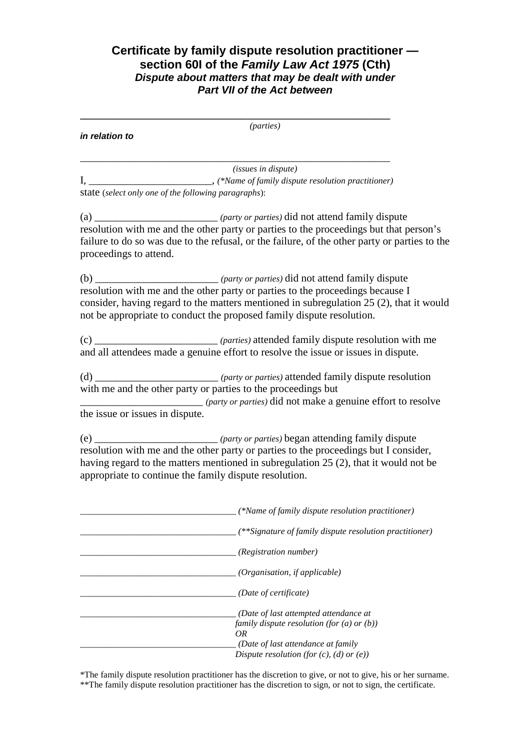# Certificate by family dispute resolution practitioner — section 60I of the *Family Law Act 1975* (Cth)

### *Dispute about matters that may be dealt with under Part VII of the Act between*

_______________________________________________________

*(parties)*

***in relation to***

_______________________________________________________

*(issues in dispute)*

I, ________________________, *(\*Name of family dispute resolution practitioner)* state (*select only one of the following paragraphs*):

(a) _______________________ *(party or parties)* did not attend family dispute resolution with me and the other party or parties to the proceedings but that person's failure to do so was due to the refusal, or the failure, of the other party or parties to the proceedings to attend.

(b) _______________________ *(party or parties)* did not attend family dispute resolution with me and the other party or parties to the proceedings because I consider, having regard to the matters mentioned in subregulation 25 (2), that it would not be appropriate to conduct the proposed family dispute resolution.

(c) _______________________ *(parties)* attended family dispute resolution with me and all attendees made a genuine effort to resolve the issue or issues in dispute.

(d) _______________________ *(party or parties)* attended family dispute resolution with me and the other party or parties to the proceedings but _______________________ *(party or parties)* did not make a genuine effort to resolve the issue or issues in dispute.

(e) _______________________ *(party or parties)* began attending family dispute resolution with me and the other party or parties to the proceedings but I consider, having regard to the matters mentioned in subregulation 25 (2), that it would not be appropriate to continue the family dispute resolution.

_________________________________ *(\*Name of family dispute resolution practitioner)*

_________________________________ *(\*\*Signature of family dispute resolution practitioner)*

_________________________________ *(Registration number)*

_________________________________ *(Organisation, if applicable)*

_________________________________ *(Date of certificate)*

_________________________________ *(Date of last attempted attendance at family dispute resolution (for (a) or (b))*
*OR*
_________________________________ *(Date of last attendance at family Dispute resolution (for (c), (d) or (e))*

\*The family dispute resolution practitioner has the discretion to give, or not to give, his or her surname.
\*\*The family dispute resolution practitioner has the discretion to sign, or not to sign, the certificate.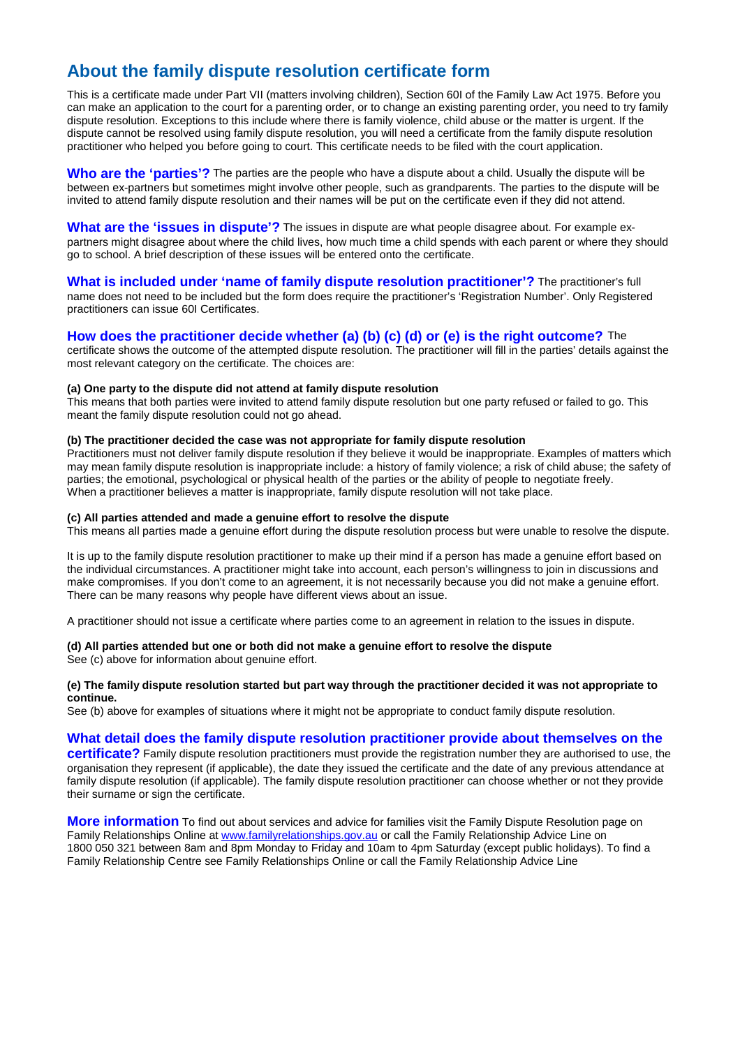# About the family dispute resolution certificate form

This is a certificate made under Part VII (matters involving children), Section 60I of the Family Law Act 1975. Before you can make an application to the court for a parenting order, or to change an existing parenting order, you need to try family dispute resolution. Exceptions to this include where there is family violence, child abuse or the matter is urgent. If the dispute cannot be resolved using family dispute resolution, you will need a certificate from the family dispute resolution practitioner who helped you before going to court. This certificate needs to be filed with the court application.

**Who are the 'parties'?** The parties are the people who have a dispute about a child. Usually the dispute will be between ex-partners but sometimes might involve other people, such as grandparents. The parties to the dispute will be invited to attend family dispute resolution and their names will be put on the certificate even if they did not attend.

**What are the 'issues in dispute'?** The issues in dispute are what people disagree about. For example ex-partners might disagree about where the child lives, how much time a child spends with each parent or where they should go to school. A brief description of these issues will be entered onto the certificate.

**What is included under 'name of family dispute resolution practitioner'?** The practitioner's full name does not need to be included but the form does require the practitioner's 'Registration Number'. Only Registered practitioners can issue 60I Certificates.

**How does the practitioner decide whether (a) (b) (c) (d) or (e) is the right outcome?** The certificate shows the outcome of the attempted dispute resolution. The practitioner will fill in the parties' details against the most relevant category on the certificate. The choices are:

**(a) One party to the dispute did not attend at family dispute resolution**
This means that both parties were invited to attend family dispute resolution but one party refused or failed to go. This meant the family dispute resolution could not go ahead.

**(b) The practitioner decided the case was not appropriate for family dispute resolution**
Practitioners must not deliver family dispute resolution if they believe it would be inappropriate. Examples of matters which may mean family dispute resolution is inappropriate include: a history of family violence; a risk of child abuse; the safety of parties; the emotional, psychological or physical health of the parties or the ability of people to negotiate freely.
When a practitioner believes a matter is inappropriate, family dispute resolution will not take place.

**(c) All parties attended and made a genuine effort to resolve the dispute**
This means all parties made a genuine effort during the dispute resolution process but were unable to resolve the dispute.

It is up to the family dispute resolution practitioner to make up their mind if a person has made a genuine effort based on the individual circumstances. A practitioner might take into account, each person's willingness to join in discussions and make compromises. If you don't come to an agreement, it is not necessarily because you did not make a genuine effort. There can be many reasons why people have different views about an issue.

A practitioner should not issue a certificate where parties come to an agreement in relation to the issues in dispute.

**(d) All parties attended but one or both did not make a genuine effort to resolve the dispute**
See (c) above for information about genuine effort.

**(e) The family dispute resolution started but part way through the practitioner decided it was not appropriate to continue.**
See (b) above for examples of situations where it might not be appropriate to conduct family dispute resolution.

**What detail does the family dispute resolution practitioner provide about themselves on the certificate?** Family dispute resolution practitioners must provide the registration number they are authorised to use, the organisation they represent (if applicable), the date they issued the certificate and the date of any previous attendance at family dispute resolution (if applicable). The family dispute resolution practitioner can choose whether or not they provide their surname or sign the certificate.

**More information** To find out about services and advice for families visit the Family Dispute Resolution page on Family Relationships Online at www.familyrelationships.gov.au or call the Family Relationship Advice Line on 1800 050 321 between 8am and 8pm Monday to Friday and 10am to 4pm Saturday (except public holidays). To find a Family Relationship Centre see Family Relationships Online or call the Family Relationship Advice Line